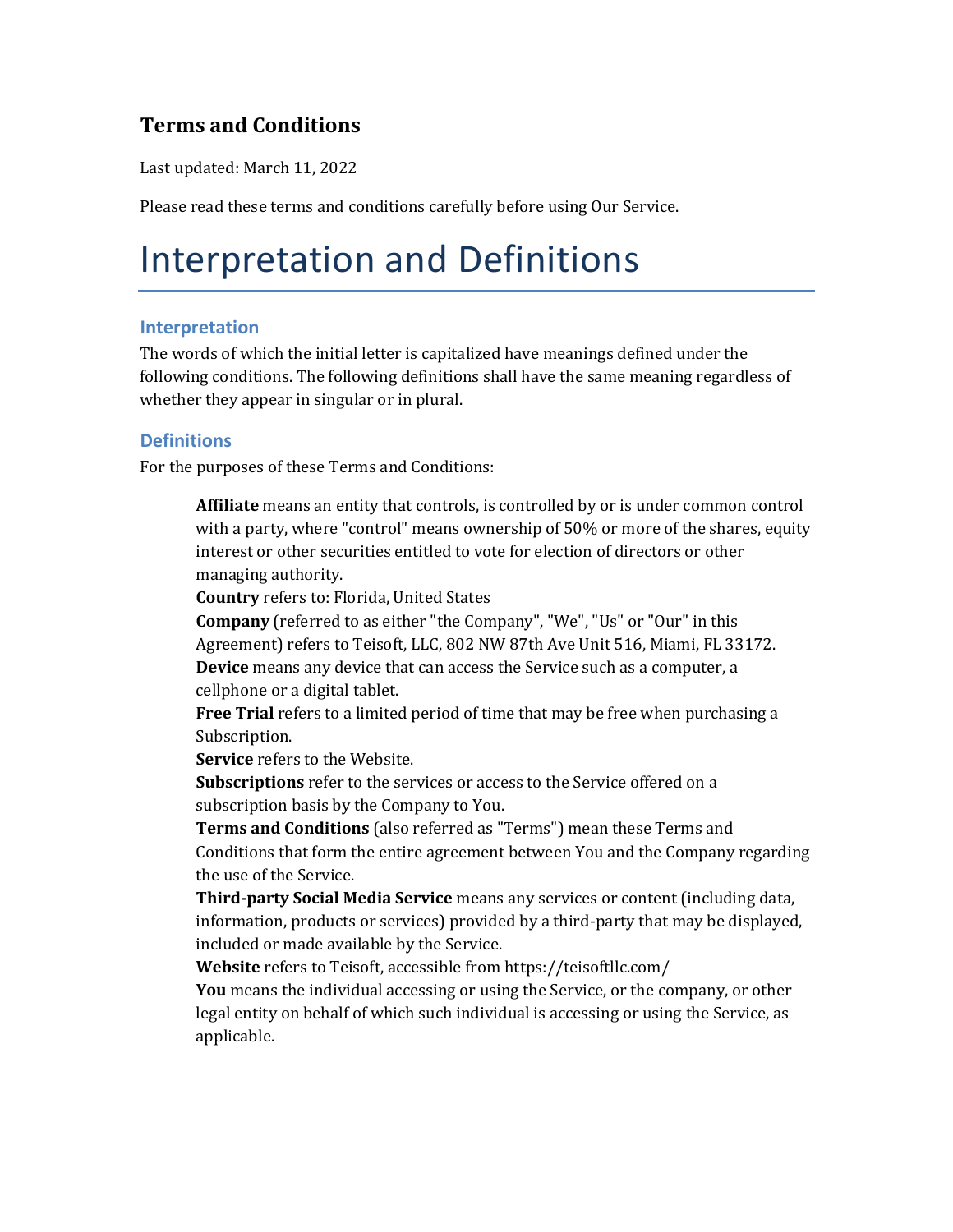### Terms and Conditions

Last updated: March 11, 2022

Please read these terms and conditions carefully before using Our Service.

# Interpretation and Definitions

## Interpretation

The words of which the initial letter is capitalized have meanings defined under the following conditions. The following definitions shall have the same meaning regardless of whether they appear in singular or in plural.

## Definitions

For the purposes of these Terms and Conditions:

**Affiliate** means an entity that controls, is controlled by or is under common control with a party, where "control" means ownership of 50% or more of the shares, equity interest or other securities entitled to vote for election of directors or other managing authority.

**Country** refers to: Florida, United States

**Company** (referred to as either "the Company", "We", "Us" or "Our" in this Agreement) refers to Teisoft, LLC, 802 NW 87th Ave Unit 516, Miami, FL 33172.

**Device** means any device that can access the Service such as a computer, a cellphone or a digital tablet.

**Free Trial** refers to a limited period of time that may be free when purchasing a Subscription.

**Service** refers to the Website.

**Subscriptions** refer to the services or access to the Service offered on a subscription basis by the Company to You.

**Terms and Conditions** (also referred as "Terms") mean these Terms and Conditions that form the entire agreement between You and the Company regarding the use of the Service.

**Third-party Social Media Service** means any services or content (including data, information, products or services) provided by a third-party that may be displayed, included or made available by the Service.

**Website** refers to Teisoft, accessible from https://teisoftllc.com/

**You** means the individual accessing or using the Service, or the company, or other legal entity on behalf of which such individual is accessing or using the Service, as applicable.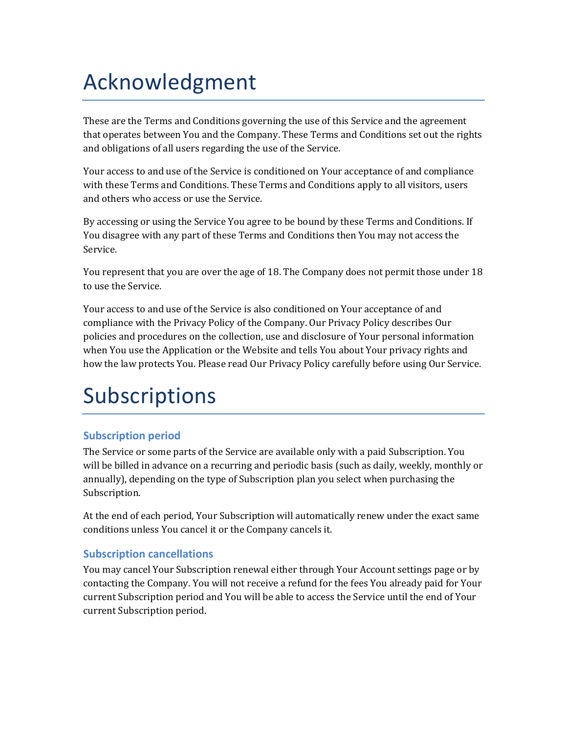# Acknowledgment

These are the Terms and Conditions governing the use of this Service and the agreement that operates between You and the Company. These Terms and Conditions set out the rights and obligations of all users regarding the use of the Service.

Your access to and use of the Service is conditioned on Your acceptance of and compliance with these Terms and Conditions. These Terms and Conditions apply to all visitors, users and others who access or use the Service.

By accessing or using the Service You agree to be bound by these Terms and Conditions. If You disagree with any part of these Terms and Conditions then You may not access the Service.

You represent that you are over the age of 18. The Company does not permit those under 18 to use the Service.

Your access to and use of the Service is also conditioned on Your acceptance of and compliance with the Privacy Policy of the Company. Our Privacy Policy describes Our policies and procedures on the collection, use and disclosure of Your personal information when You use the Application or the Website and tells You about Your privacy rights and how the law protects You. Please read Our Privacy Policy carefully before using Our Service.

# Subscriptions

### Subscription period

The Service or some parts of the Service are available only with a paid Subscription. You will be billed in advance on a recurring and periodic basis (such as daily, weekly, monthly or annually), depending on the type of Subscription plan you select when purchasing the Subscription.

At the end of each period, Your Subscription will automatically renew under the exact same conditions unless You cancel it or the Company cancels it.

### Subscription cancellations

You may cancel Your Subscription renewal either through Your Account settings page or by contacting the Company. You will not receive a refund for the fees You already paid for Your current Subscription period and You will be able to access the Service until the end of Your current Subscription period.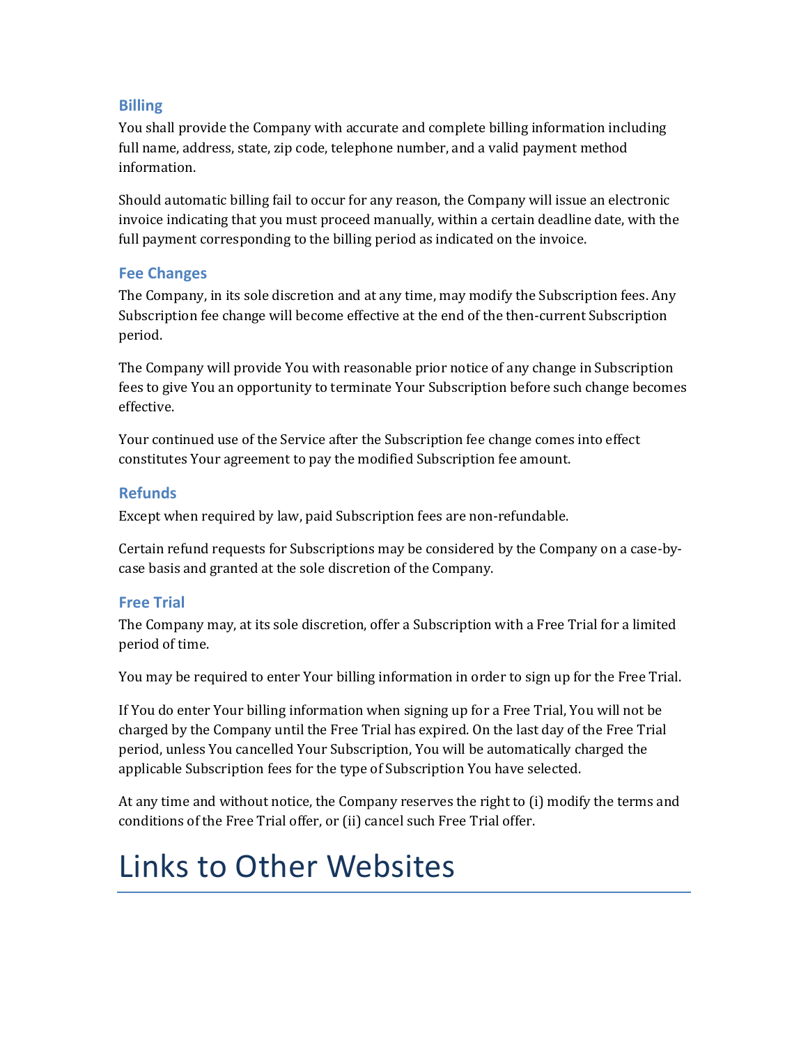### Billing

You shall provide the Company with accurate and complete billing information including full name, address, state, zip code, telephone number, and a valid payment method information.

Should automatic billing fail to occur for any reason, the Company will issue an electronic invoice indicating that you must proceed manually, within a certain deadline date, with the full payment corresponding to the billing period as indicated on the invoice.

### Fee Changes

The Company, in its sole discretion and at any time, may modify the Subscription fees. Any Subscription fee change will become effective at the end of the then-current Subscription period.

The Company will provide You with reasonable prior notice of any change in Subscription fees to give You an opportunity to terminate Your Subscription before such change becomes effective.

Your continued use of the Service after the Subscription fee change comes into effect constitutes Your agreement to pay the modified Subscription fee amount.

### Refunds

Except when required by law, paid Subscription fees are non-refundable.

Certain refund requests for Subscriptions may be considered by the Company on a case-by-case basis and granted at the sole discretion of the Company.

### Free Trial

The Company may, at its sole discretion, offer a Subscription with a Free Trial for a limited period of time.

You may be required to enter Your billing information in order to sign up for the Free Trial.

If You do enter Your billing information when signing up for a Free Trial, You will not be charged by the Company until the Free Trial has expired. On the last day of the Free Trial period, unless You cancelled Your Subscription, You will be automatically charged the applicable Subscription fees for the type of Subscription You have selected.

At any time and without notice, the Company reserves the right to (i) modify the terms and conditions of the Free Trial offer, or (ii) cancel such Free Trial offer.

# Links to Other Websites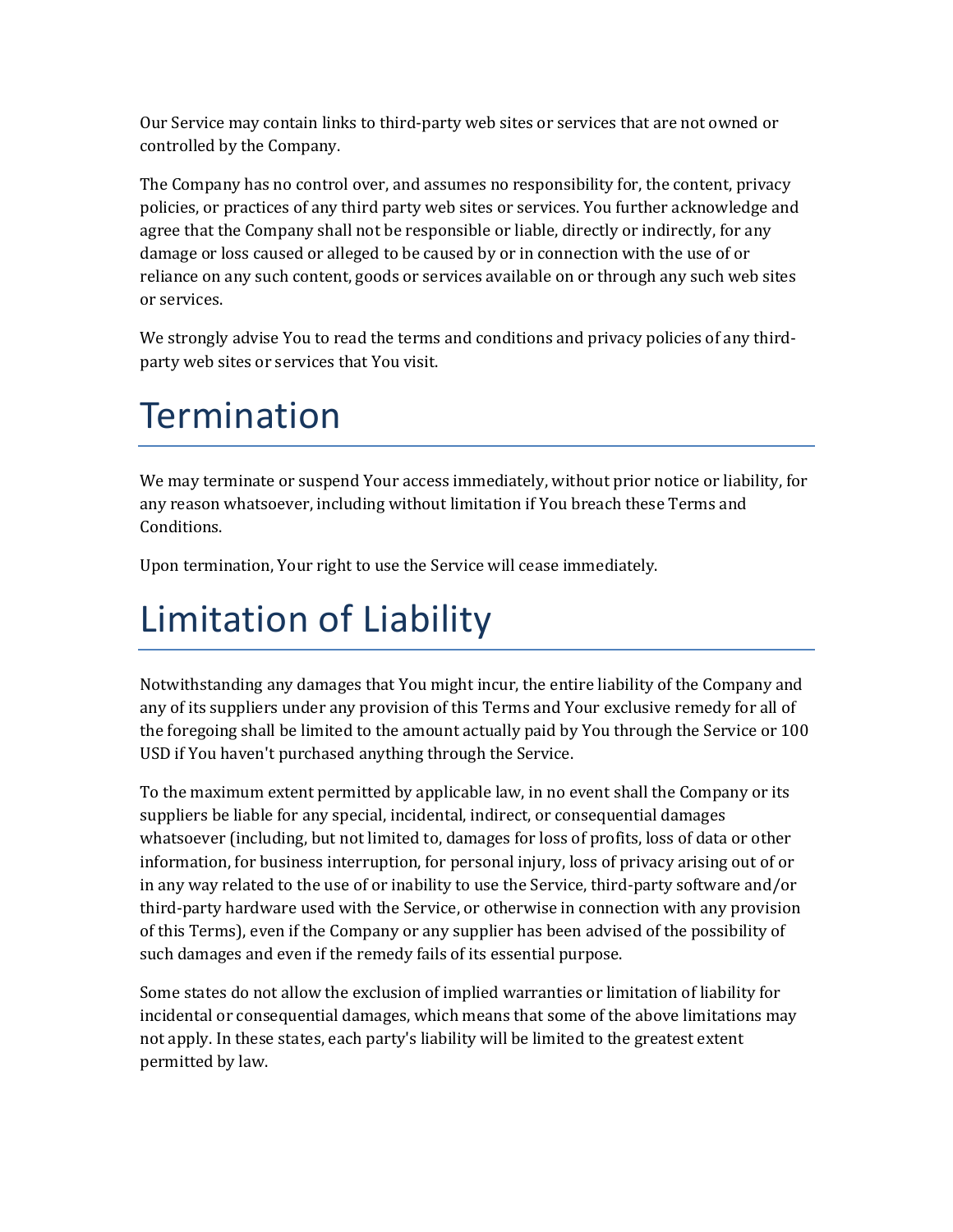Our Service may contain links to third-party web sites or services that are not owned or controlled by the Company.

The Company has no control over, and assumes no responsibility for, the content, privacy policies, or practices of any third party web sites or services. You further acknowledge and agree that the Company shall not be responsible or liable, directly or indirectly, for any damage or loss caused or alleged to be caused by or in connection with the use of or reliance on any such content, goods or services available on or through any such web sites or services.

We strongly advise You to read the terms and conditions and privacy policies of any third-party web sites or services that You visit.

# Termination

We may terminate or suspend Your access immediately, without prior notice or liability, for any reason whatsoever, including without limitation if You breach these Terms and Conditions.

Upon termination, Your right to use the Service will cease immediately.

# Limitation of Liability

Notwithstanding any damages that You might incur, the entire liability of the Company and any of its suppliers under any provision of this Terms and Your exclusive remedy for all of the foregoing shall be limited to the amount actually paid by You through the Service or 100 USD if You haven't purchased anything through the Service.

To the maximum extent permitted by applicable law, in no event shall the Company or its suppliers be liable for any special, incidental, indirect, or consequential damages whatsoever (including, but not limited to, damages for loss of profits, loss of data or other information, for business interruption, for personal injury, loss of privacy arising out of or in any way related to the use of or inability to use the Service, third-party software and/or third-party hardware used with the Service, or otherwise in connection with any provision of this Terms), even if the Company or any supplier has been advised of the possibility of such damages and even if the remedy fails of its essential purpose.

Some states do not allow the exclusion of implied warranties or limitation of liability for incidental or consequential damages, which means that some of the above limitations may not apply. In these states, each party's liability will be limited to the greatest extent permitted by law.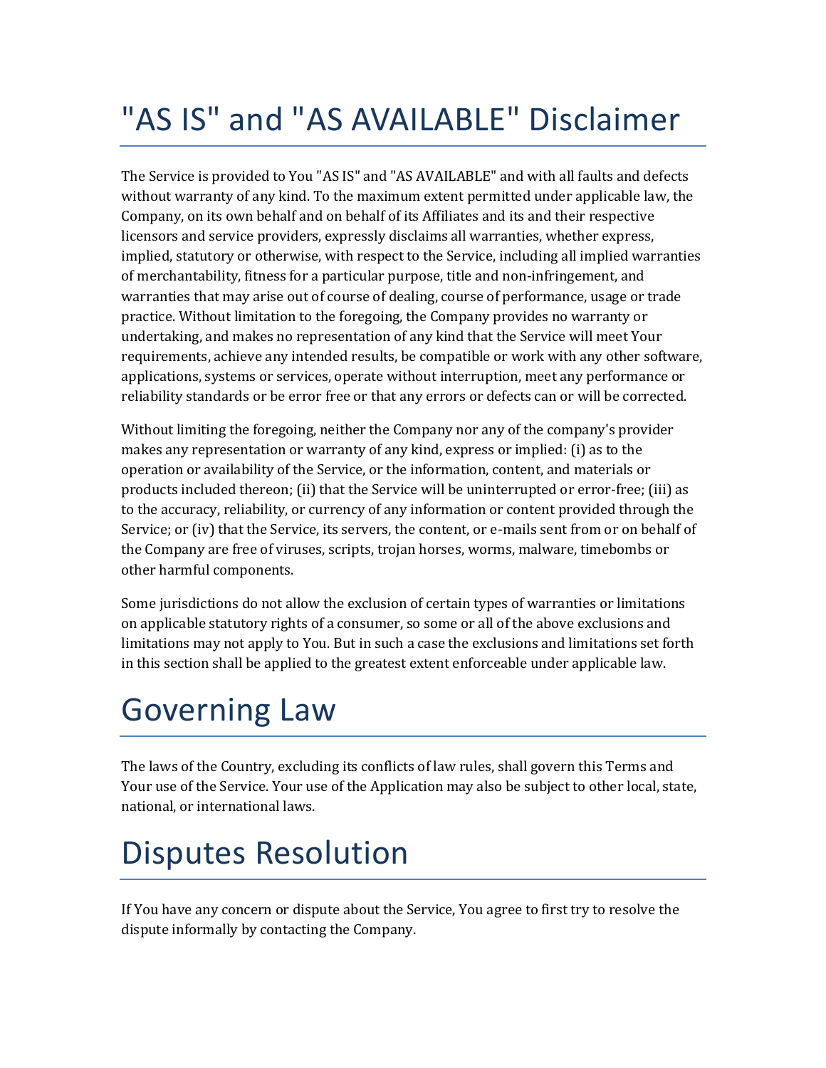# "AS IS" and "AS AVAILABLE" Disclaimer

The Service is provided to You "AS IS" and "AS AVAILABLE" and with all faults and defects without warranty of any kind. To the maximum extent permitted under applicable law, the Company, on its own behalf and on behalf of its Affiliates and its and their respective licensors and service providers, expressly disclaims all warranties, whether express, implied, statutory or otherwise, with respect to the Service, including all implied warranties of merchantability, fitness for a particular purpose, title and non-infringement, and warranties that may arise out of course of dealing, course of performance, usage or trade practice. Without limitation to the foregoing, the Company provides no warranty or undertaking, and makes no representation of any kind that the Service will meet Your requirements, achieve any intended results, be compatible or work with any other software, applications, systems or services, operate without interruption, meet any performance or reliability standards or be error free or that any errors or defects can or will be corrected.

Without limiting the foregoing, neither the Company nor any of the company's provider makes any representation or warranty of any kind, express or implied: (i) as to the operation or availability of the Service, or the information, content, and materials or products included thereon; (ii) that the Service will be uninterrupted or error-free; (iii) as to the accuracy, reliability, or currency of any information or content provided through the Service; or (iv) that the Service, its servers, the content, or e-mails sent from or on behalf of the Company are free of viruses, scripts, trojan horses, worms, malware, timebombs or other harmful components.

Some jurisdictions do not allow the exclusion of certain types of warranties or limitations on applicable statutory rights of a consumer, so some or all of the above exclusions and limitations may not apply to You. But in such a case the exclusions and limitations set forth in this section shall be applied to the greatest extent enforceable under applicable law.

# Governing Law

The laws of the Country, excluding its conflicts of law rules, shall govern this Terms and Your use of the Service. Your use of the Application may also be subject to other local, state, national, or international laws.

# Disputes Resolution

If You have any concern or dispute about the Service, You agree to first try to resolve the dispute informally by contacting the Company.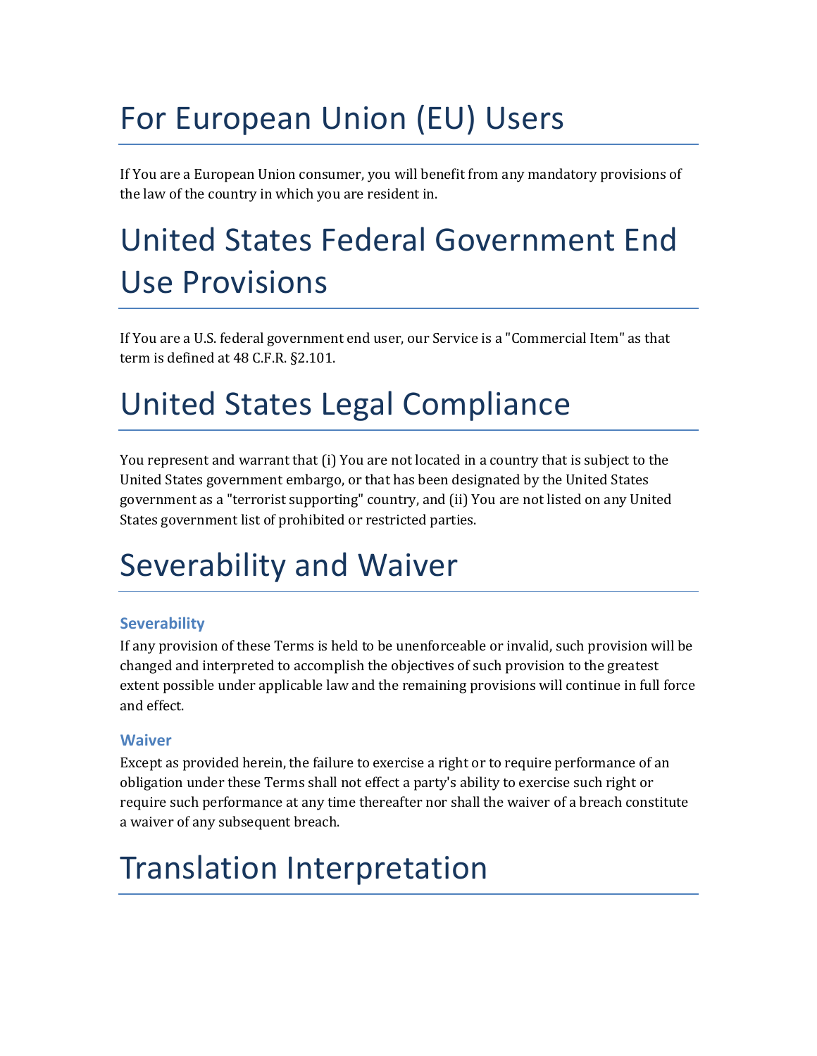# For European Union (EU) Users

If You are a European Union consumer, you will benefit from any mandatory provisions of the law of the country in which you are resident in.

# United States Federal Government End Use Provisions

If You are a U.S. federal government end user, our Service is a "Commercial Item" as that term is defined at 48 C.F.R. §2.101.

# United States Legal Compliance

You represent and warrant that (i) You are not located in a country that is subject to the United States government embargo, or that has been designated by the United States government as a "terrorist supporting" country, and (ii) You are not listed on any United States government list of prohibited or restricted parties.

# Severability and Waiver

### Severability

If any provision of these Terms is held to be unenforceable or invalid, such provision will be changed and interpreted to accomplish the objectives of such provision to the greatest extent possible under applicable law and the remaining provisions will continue in full force and effect.

### Waiver

Except as provided herein, the failure to exercise a right or to require performance of an obligation under these Terms shall not effect a party's ability to exercise such right or require such performance at any time thereafter nor shall the waiver of a breach constitute a waiver of any subsequent breach.

# Translation Interpretation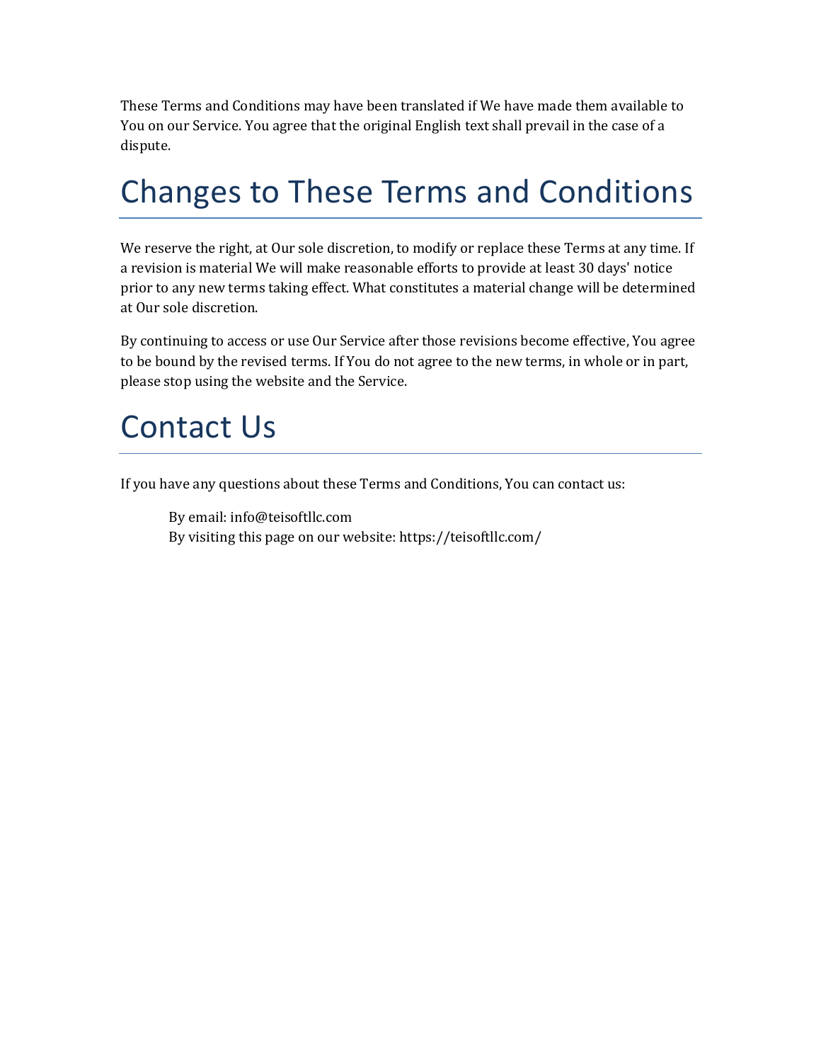These Terms and Conditions may have been translated if We have made them available to You on our Service. You agree that the original English text shall prevail in the case of a dispute.

# Changes to These Terms and Conditions

We reserve the right, at Our sole discretion, to modify or replace these Terms at any time. If a revision is material We will make reasonable efforts to provide at least 30 days' notice prior to any new terms taking effect. What constitutes a material change will be determined at Our sole discretion.

By continuing to access or use Our Service after those revisions become effective, You agree to be bound by the revised terms. If You do not agree to the new terms, in whole or in part, please stop using the website and the Service.

# Contact Us

If you have any questions about these Terms and Conditions, You can contact us:

- By email: info@teisoftllc.com
- By visiting this page on our website: https://teisoftllc.com/